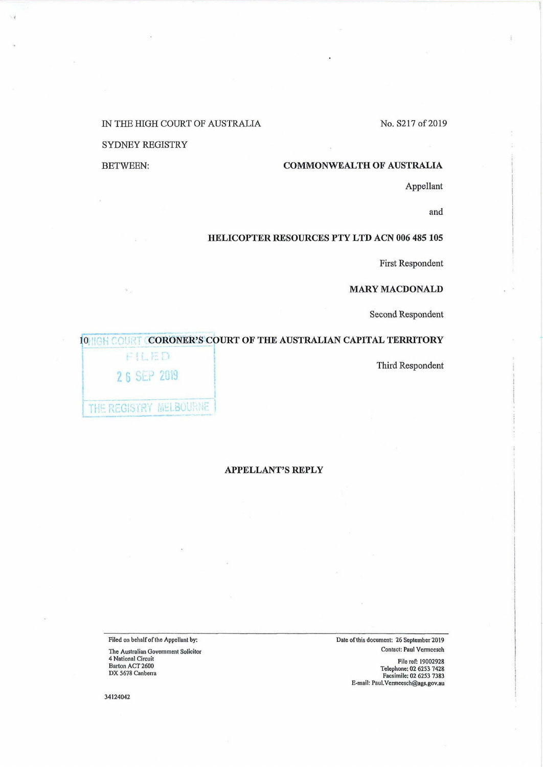IN THE HIGH COURT OF AUSTRALIA

No. S217 of 2019

SYDNEY REGISTRY

BETWEEN:

**COMMONWEALTH OF AUSTRALIA**

Appellant

and

**HELICOPTER RESOURCES PTY LTD ACN 006 485 105**

First Respondent

**MARY MACDONALD**

Second Respondent

**CORONER'S COURT OF THE AUSTRALIAN CAPITAL TERRITORY**

Third Respondent

HIGH COURT OF AUSTRALIA
FILED
26 SEP 2019
THE REGISTRY MELBOURNE

**APPELLANT'S REPLY**

Filed on behalf of the Appellant by:

The Australian Government Solicitor
4 National Circuit
Barton ACT 2600
DX 5678 Canberra

Date of this document: 26 September 2019

Contact: Paul Vermeesch

File ref: 19002928
Telephone: 02 6253 7428
Facsimile: 02 6253 7383
E-mail: Paul.Vermeesch@ags.gov.au

34124042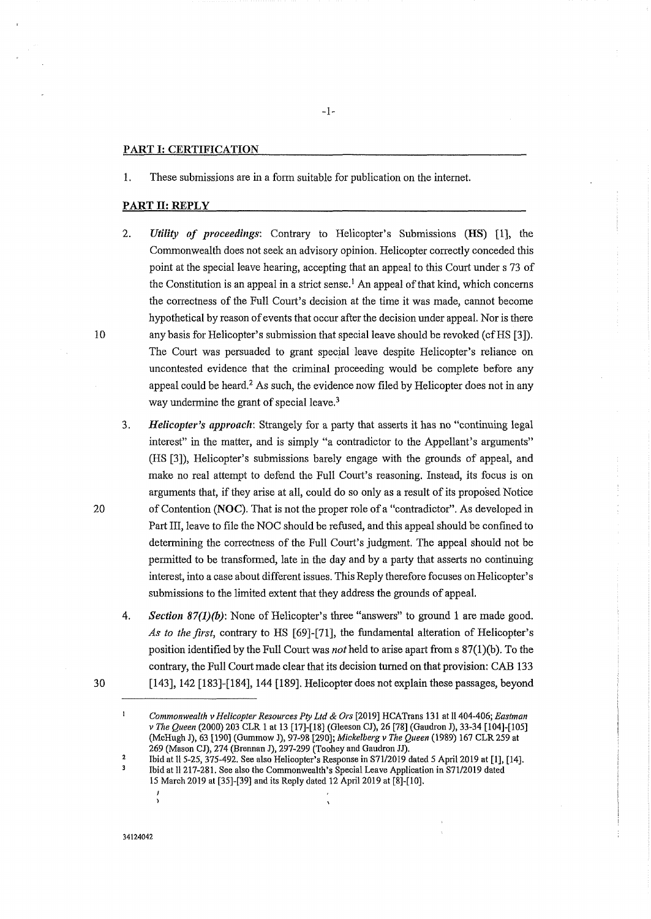## PART I: CERTIFICATION

1. These submissions are in a form suitable for publication on the internet.

## PART II: REPLY

2. ***Utility of proceedings***: Contrary to Helicopter's Submissions (**HS**) [1], the Commonwealth does not seek an advisory opinion. Helicopter correctly conceded this point at the special leave hearing, accepting that an appeal to this Court under s 73 of the Constitution is an appeal in a strict sense.[1] An appeal of that kind, which concerns the correctness of the Full Court's decision at the time it was made, cannot become hypothetical by reason of events that occur after the decision under appeal. Nor is there any basis for Helicopter's submission that special leave should be revoked (cf HS [3]). The Court was persuaded to grant special leave despite Helicopter's reliance on uncontested evidence that the criminal proceeding would be complete before any appeal could be heard.[2] As such, the evidence now filed by Helicopter does not in any way undermine the grant of special leave.[3]

3. ***Helicopter's approach***: Strangely for a party that asserts it has no "continuing legal interest" in the matter, and is simply "a contradictor to the Appellant's arguments" (HS [3]), Helicopter's submissions barely engage with the grounds of appeal, and make no real attempt to defend the Full Court's reasoning. Instead, its focus is on arguments that, if they arise at all, could do so only as a result of its proposed Notice of Contention (**NOC**). That is not the proper role of a "contradictor". As developed in Part III, leave to file the NOC should be refused, and this appeal should be confined to determining the correctness of the Full Court's judgment. The appeal should not be permitted to be transformed, late in the day and by a party that asserts no continuing interest, into a case about different issues. This Reply therefore focuses on Helicopter's submissions to the limited extent that they address the grounds of appeal.

4. ***Section 87(1)(b)***: None of Helicopter's three "answers" to ground 1 are made good. *As to the first*, contrary to HS [69]-[71], the fundamental alteration of Helicopter's position identified by the Full Court was *not* held to arise apart from s 87(1)(b). To the contrary, the Full Court made clear that its decision turned on that provision: CAB 133 [143], 142 [183]-[184], 144 [189]. Helicopter does not explain these passages, beyond

---

[1] *Commonwealth v Helicopter Resources Pty Ltd & Ors* [2019] HCATrans 131 at ll 404-406; *Eastman v The Queen* (2000) 203 CLR 1 at 13 [17]-[18] (Gleeson CJ), 26 [78] (Gaudron J), 33-34 [104]-[105] (McHugh J), 63 [190] (Gummow J), 97-98 [290]; *Mickelberg v The Queen* (1989) 167 CLR 259 at 269 (Mason CJ), 274 (Brennan J), 297-299 (Toohey and Gaudron JJ).

[2] Ibid at ll 5-25, 375-492. See also Helicopter's Response in S71/2019 dated 5 April 2019 at [1], [14].

[3] Ibid at ll 217-281. See also the Commonwealth's Special Leave Application in S71/2019 dated 15 March 2019 at [35]-[39] and its Reply dated 12 April 2019 at [8]-[10].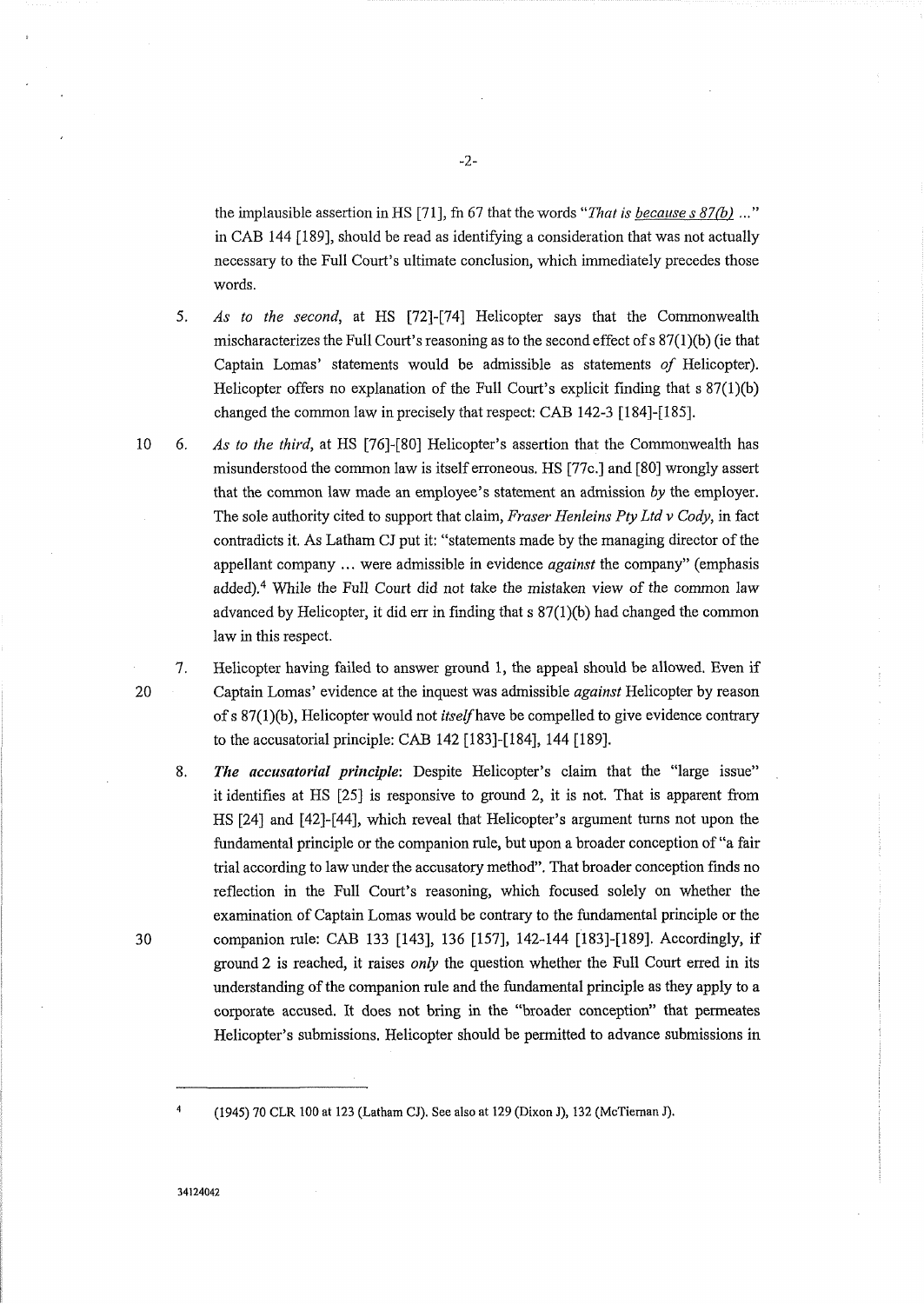the implausible assertion in HS [71], fn 67 that the words "*That is because s 87(b) ...*" in CAB 144 [189], should be read as identifying a consideration that was not actually necessary to the Full Court's ultimate conclusion, which immediately precedes those words.

5. *As to the second*, at HS [72]-[74] Helicopter says that the Commonwealth mischaracterizes the Full Court's reasoning as to the second effect of s 87(1)(b) (ie that Captain Lomas' statements would be admissible as statements *of* Helicopter). Helicopter offers no explanation of the Full Court's explicit finding that s 87(1)(b) changed the common law in precisely that respect: CAB 142-3 [184]-[185].

6. *As to the third*, at HS [76]-[80] Helicopter's assertion that the Commonwealth has misunderstood the common law is itself erroneous. HS [77c.] and [80] wrongly assert that the common law made an employee's statement an admission *by* the employer. The sole authority cited to support that claim, *Fraser Henleins Pty Ltd v Cody*, in fact contradicts it. As Latham CJ put it: "statements made by the managing director of the appellant company ... were admissible in evidence *against* the company" (emphasis added).[4] While the Full Court did not take the mistaken view of the common law advanced by Helicopter, it did err in finding that s 87(1)(b) had changed the common law in this respect.

7. Helicopter having failed to answer ground 1, the appeal should be allowed. Even if Captain Lomas' evidence at the inquest was admissible *against* Helicopter by reason of s 87(1)(b), Helicopter would not *itself* have be compelled to give evidence contrary to the accusatorial principle: CAB 142 [183]-[184], 144 [189].

8. ***The accusatorial principle***: Despite Helicopter's claim that the "large issue" it identifies at HS [25] is responsive to ground 2, it is not. That is apparent from HS [24] and [42]-[44], which reveal that Helicopter's argument turns not upon the fundamental principle or the companion rule, but upon a broader conception of "a fair trial according to law under the accusatory method". That broader conception finds no reflection in the Full Court's reasoning, which focused solely on whether the examination of Captain Lomas would be contrary to the fundamental principle or the companion rule: CAB 133 [143], 136 [157], 142-144 [183]-[189]. Accordingly, if ground 2 is reached, it raises *only* the question whether the Full Court erred in its understanding of the companion rule and the fundamental principle as they apply to a corporate accused. It does not bring in the "broader conception" that permeates Helicopter's submissions. Helicopter should be permitted to advance submissions in

---

[4] (1945) 70 CLR 100 at 123 (Latham CJ). See also at 129 (Dixon J), 132 (McTiernan J).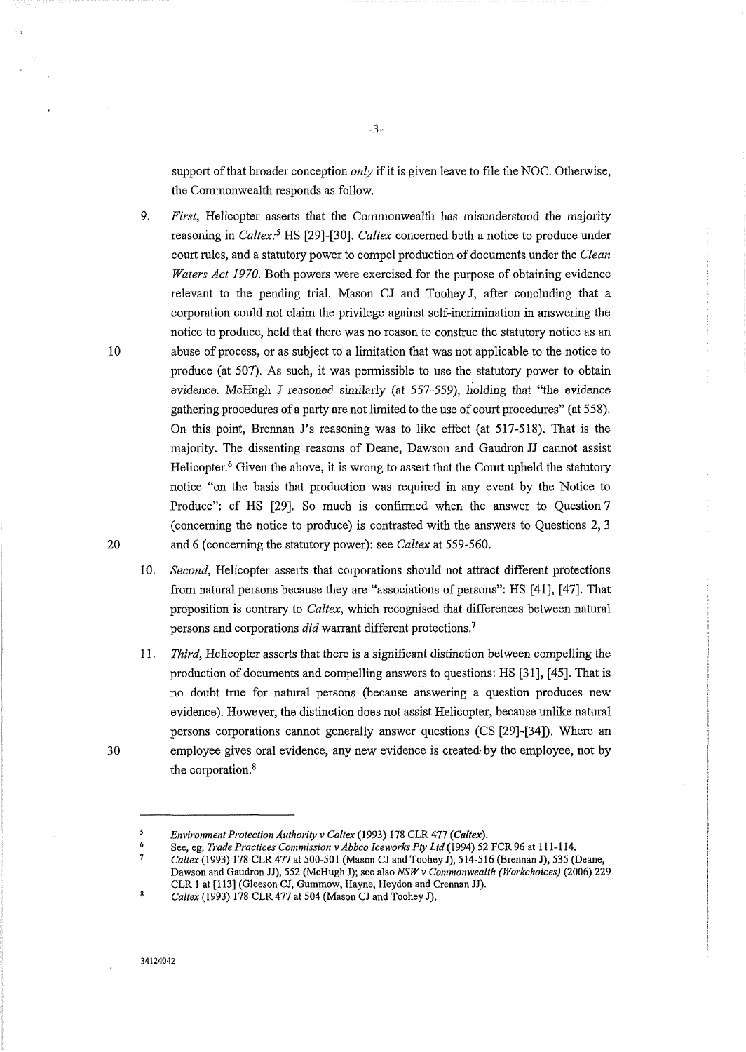support of that broader conception *only* if it is given leave to file the NOC. Otherwise, the Commonwealth responds as follow.

9. *First*, Helicopter asserts that the Commonwealth has misunderstood the majority reasoning in *Caltex*:[5] HS [29]-[30]. *Caltex* concerned both a notice to produce under court rules, and a statutory power to compel production of documents under the *Clean Waters Act 1970*. Both powers were exercised for the purpose of obtaining evidence relevant to the pending trial. Mason CJ and Toohey J, after concluding that a corporation could not claim the privilege against self-incrimination in answering the notice to produce, held that there was no reason to construe the statutory notice as an abuse of process, or as subject to a limitation that was not applicable to the notice to produce (at 507). As such, it was permissible to use the statutory power to obtain evidence. McHugh J reasoned similarly (at 557-559), holding that "the evidence gathering procedures of a party are not limited to the use of court procedures" (at 558). On this point, Brennan J's reasoning was to like effect (at 517-518). That is the majority. The dissenting reasons of Deane, Dawson and Gaudron JJ cannot assist Helicopter.[6] Given the above, it is wrong to assert that the Court upheld the statutory notice "on the basis that production was required in any event by the Notice to Produce": cf HS [29]. So much is confirmed when the answer to Question 7 (concerning the notice to produce) is contrasted with the answers to Questions 2, 3 and 6 (concerning the statutory power): see *Caltex* at 559-560.

10. *Second*, Helicopter asserts that corporations should not attract different protections from natural persons because they are "associations of persons": HS [41], [47]. That proposition is contrary to *Caltex*, which recognised that differences between natural persons and corporations *did* warrant different protections.[7]

11. *Third*, Helicopter asserts that there is a significant distinction between compelling the production of documents and compelling answers to questions: HS [31], [45]. That is no doubt true for natural persons (because answering a question produces new evidence). However, the distinction does not assist Helicopter, because unlike natural persons corporations cannot generally answer questions (CS [29]-[34]). Where an employee gives oral evidence, any new evidence is created by the employee, not by the corporation.[8]

---

[5] *Environment Protection Authority v Caltex* (1993) 178 CLR 477 (*Caltex*).

[6] See, eg, *Trade Practices Commission v Abbco Iceworks Pty Ltd* (1994) 52 FCR 96 at 111-114.

[7] *Caltex* (1993) 178 CLR 477 at 500-501 (Mason CJ and Toohey J), 514-516 (Brennan J), 535 (Deane, Dawson and Gaudron JJ), 552 (McHugh J); see also *NSW v Commonwealth (Workchoices)* (2006) 229 CLR 1 at [113] (Gleeson CJ, Gummow, Hayne, Heydon and Crennan JJ).

[8] *Caltex* (1993) 178 CLR 477 at 504 (Mason CJ and Toohey J).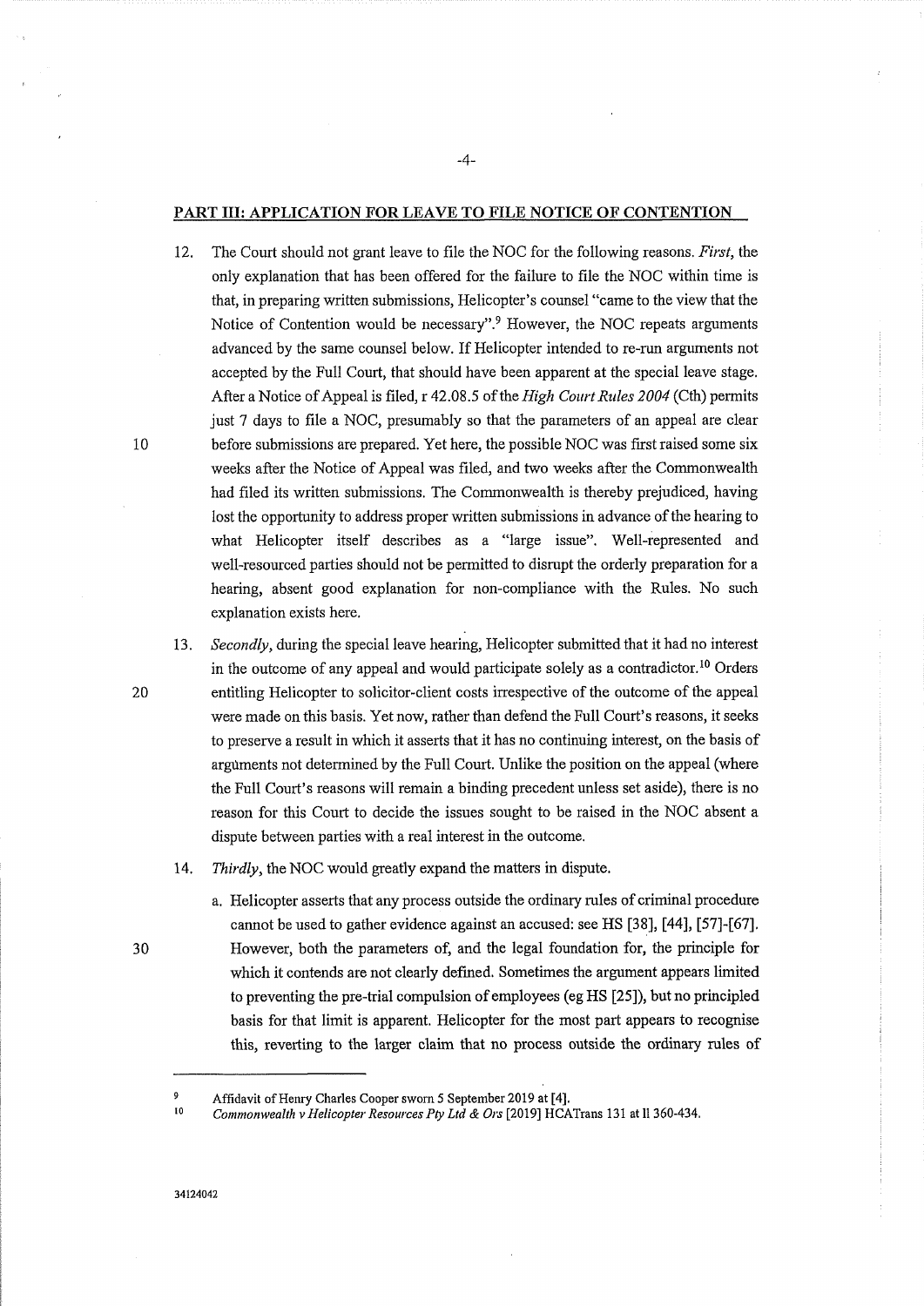## PART III: APPLICATION FOR LEAVE TO FILE NOTICE OF CONTENTION

12. The Court should not grant leave to file the NOC for the following reasons. *First*, the only explanation that has been offered for the failure to file the NOC within time is that, in preparing written submissions, Helicopter's counsel "came to the view that the Notice of Contention would be necessary".[9] However, the NOC repeats arguments advanced by the same counsel below. If Helicopter intended to re-run arguments not accepted by the Full Court, that should have been apparent at the special leave stage. After a Notice of Appeal is filed, r 42.08.5 of the *High Court Rules 2004* (Cth) permits just 7 days to file a NOC, presumably so that the parameters of an appeal are clear before submissions are prepared. Yet here, the possible NOC was first raised some six weeks after the Notice of Appeal was filed, and two weeks after the Commonwealth had filed its written submissions. The Commonwealth is thereby prejudiced, having lost the opportunity to address proper written submissions in advance of the hearing to what Helicopter itself describes as a "large issue". Well-represented and well-resourced parties should not be permitted to disrupt the orderly preparation for a hearing, absent good explanation for non-compliance with the Rules. No such explanation exists here.

13. *Secondly*, during the special leave hearing, Helicopter submitted that it had no interest in the outcome of any appeal and would participate solely as a contradictor.[10] Orders entitling Helicopter to solicitor-client costs irrespective of the outcome of the appeal were made on this basis. Yet now, rather than defend the Full Court's reasons, it seeks to preserve a result in which it asserts that it has no continuing interest, on the basis of arguments not determined by the Full Court. Unlike the position on the appeal (where the Full Court's reasons will remain a binding precedent unless set aside), there is no reason for this Court to decide the issues sought to be raised in the NOC absent a dispute between parties with a real interest in the outcome.

14. *Thirdly*, the NOC would greatly expand the matters in dispute.

    a. Helicopter asserts that any process outside the ordinary rules of criminal procedure cannot be used to gather evidence against an accused: see HS [38], [44], [57]-[67]. However, both the parameters of, and the legal foundation for, the principle for which it contends are not clearly defined. Sometimes the argument appears limited to preventing the pre-trial compulsion of employees (eg HS [25]), but no principled basis for that limit is apparent. Helicopter for the most part appears to recognise this, reverting to the larger claim that no process outside the ordinary rules of

---

9 Affidavit of Henry Charles Cooper sworn 5 September 2019 at [4].

10 *Commonwealth v Helicopter Resources Pty Ltd & Ors* [2019] HCATrans 131 at ll 360-434.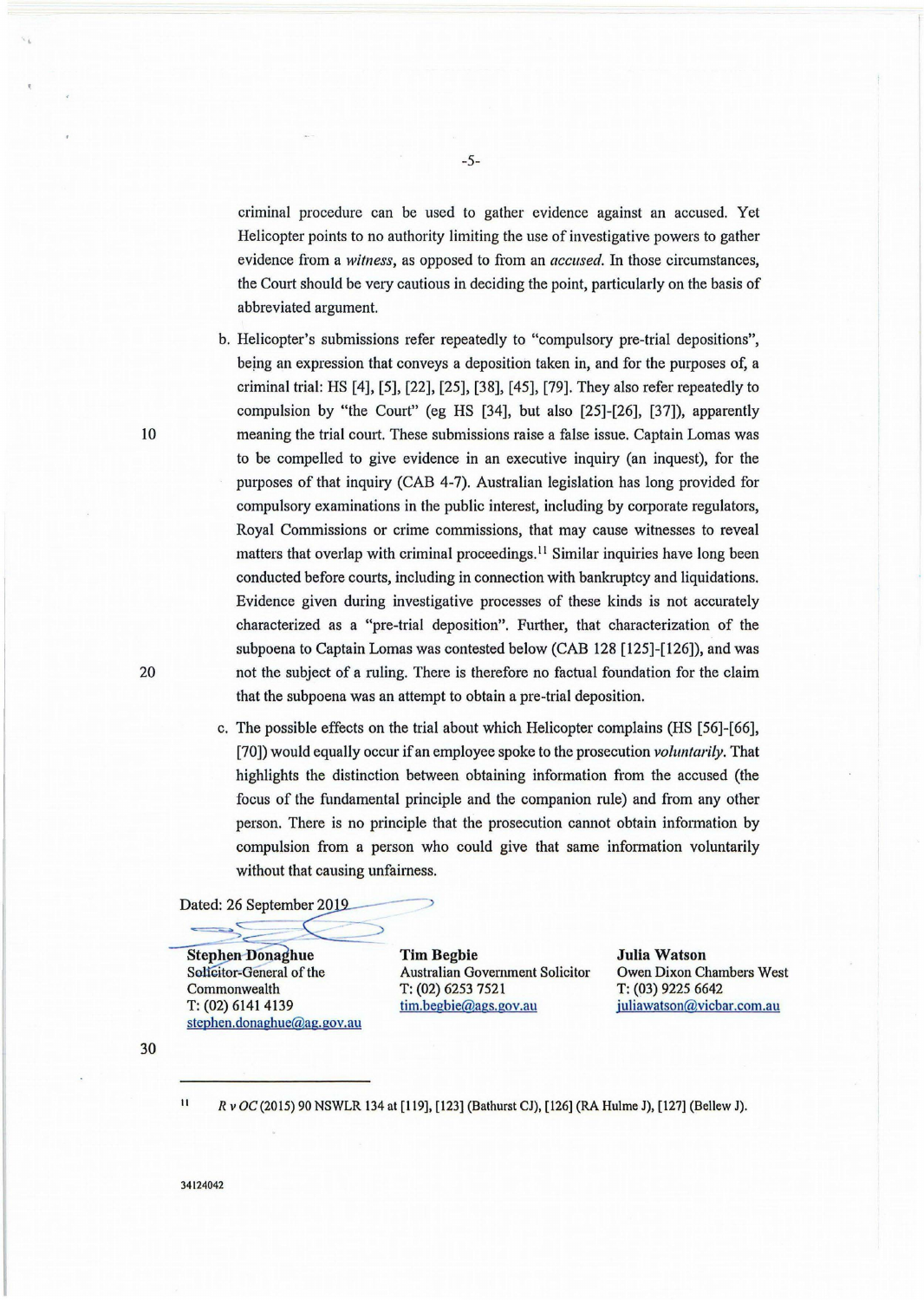criminal procedure can be used to gather evidence against an accused. Yet Helicopter points to no authority limiting the use of investigative powers to gather evidence from a *witness*, as opposed to from an *accused*. In those circumstances, the Court should be very cautious in deciding the point, particularly on the basis of abbreviated argument.

b. Helicopter's submissions refer repeatedly to "compulsory pre-trial depositions", being an expression that conveys a deposition taken in, and for the purposes of, a criminal trial: HS [4], [5], [22], [25], [38], [45], [79]. They also refer repeatedly to compulsion by "the Court" (eg HS [34], but also [25]-[26], [37]), apparently meaning the trial court. These submissions raise a false issue. Captain Lomas was to be compelled to give evidence in an executive inquiry (an inquest), for the purposes of that inquiry (CAB 4-7). Australian legislation has long provided for compulsory examinations in the public interest, including by corporate regulators, Royal Commissions or crime commissions, that may cause witnesses to reveal matters that overlap with criminal proceedings.[11] Similar inquiries have long been conducted before courts, including in connection with bankruptcy and liquidations. Evidence given during investigative processes of these kinds is not accurately characterized as a "pre-trial deposition". Further, that characterization of the subpoena to Captain Lomas was contested below (CAB 128 [125]-[126]), and was not the subject of a ruling. There is therefore no factual foundation for the claim that the subpoena was an attempt to obtain a pre-trial deposition.

c. The possible effects on the trial about which Helicopter complains (HS [56]-[66], [70]) would equally occur if an employee spoke to the prosecution *voluntarily*. That highlights the distinction between obtaining information from the accused (the focus of the fundamental principle and the companion rule) and from any other person. There is no principle that the prosecution cannot obtain information by compulsion from a person who could give that same information voluntarily without that causing unfairness.

Dated: 26 September 2019

**Stephen Donaghue**
Solicitor-General of the Commonwealth
T: (02) 6141 4139
stephen.donaghue@ag.gov.au

**Tim Begbie**
Australian Government Solicitor
T: (02) 6253 7521
tim.begbie@ags.gov.au

**Julia Watson**
Owen Dixon Chambers West
T: (03) 9225 6642
juliawatson@vicbar.com.au

---

[11] *R v OC* (2015) 90 NSWLR 134 at [119], [123] (Bathurst CJ), [126] (RA Hulme J), [127] (Bellew J).

34124042